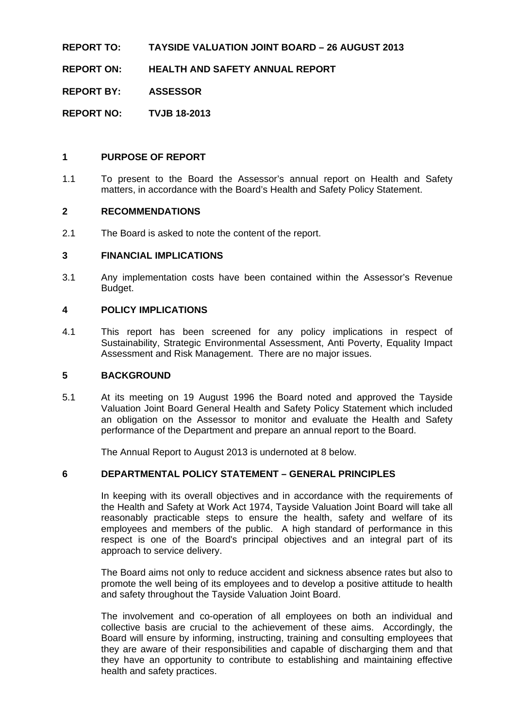**REPORT TO:** **TAYSIDE VALUATION JOINT BOARD – 26 AUGUST 2013**

**REPORT ON:** **HEALTH AND SAFETY ANNUAL REPORT**

**REPORT BY:** **ASSESSOR**

**REPORT NO:** **TVJB 18-2013**

## 1 PURPOSE OF REPORT

1.1 To present to the Board the Assessor's annual report on Health and Safety matters, in accordance with the Board's Health and Safety Policy Statement.

## 2 RECOMMENDATIONS

2.1 The Board is asked to note the content of the report.

## 3 FINANCIAL IMPLICATIONS

3.1 Any implementation costs have been contained within the Assessor's Revenue Budget.

## 4 POLICY IMPLICATIONS

4.1 This report has been screened for any policy implications in respect of Sustainability, Strategic Environmental Assessment, Anti Poverty, Equality Impact Assessment and Risk Management. There are no major issues.

## 5 BACKGROUND

5.1 At its meeting on 19 August 1996 the Board noted and approved the Tayside Valuation Joint Board General Health and Safety Policy Statement which included an obligation on the Assessor to monitor and evaluate the Health and Safety performance of the Department and prepare an annual report to the Board.

The Annual Report to August 2013 is undernoted at 8 below.

## 6 DEPARTMENTAL POLICY STATEMENT – GENERAL PRINCIPLES

In keeping with its overall objectives and in accordance with the requirements of the Health and Safety at Work Act 1974, Tayside Valuation Joint Board will take all reasonably practicable steps to ensure the health, safety and welfare of its employees and members of the public. A high standard of performance in this respect is one of the Board's principal objectives and an integral part of its approach to service delivery.

The Board aims not only to reduce accident and sickness absence rates but also to promote the well being of its employees and to develop a positive attitude to health and safety throughout the Tayside Valuation Joint Board.

The involvement and co-operation of all employees on both an individual and collective basis are crucial to the achievement of these aims. Accordingly, the Board will ensure by informing, instructing, training and consulting employees that they are aware of their responsibilities and capable of discharging them and that they have an opportunity to contribute to establishing and maintaining effective health and safety practices.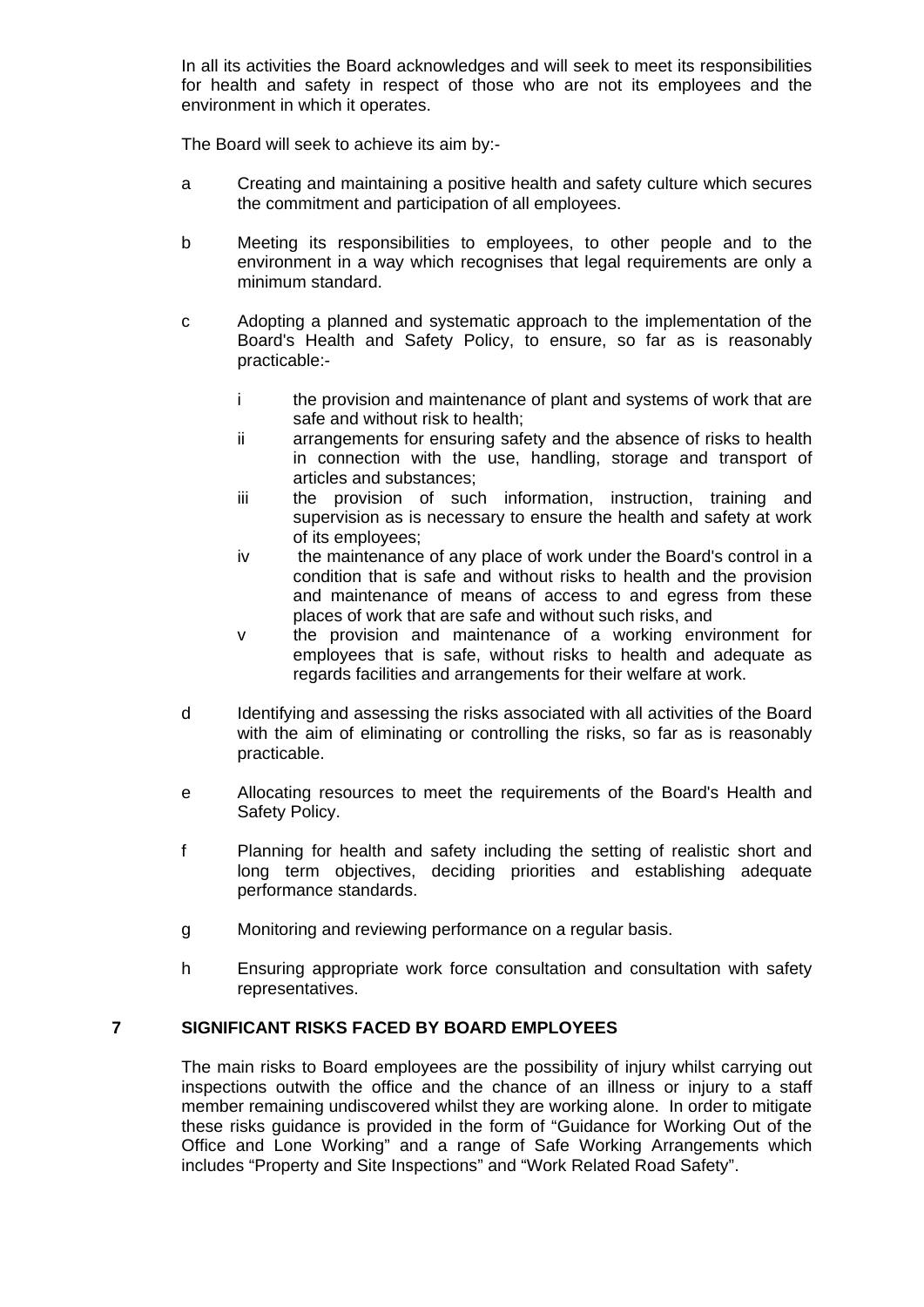In all its activities the Board acknowledges and will seek to meet its responsibilities for health and safety in respect of those who are not its employees and the environment in which it operates.

The Board will seek to achieve its aim by:-

- a Creating and maintaining a positive health and safety culture which secures the commitment and participation of all employees.

- b Meeting its responsibilities to employees, to other people and to the environment in a way which recognises that legal requirements are only a minimum standard.

- c Adopting a planned and systematic approach to the implementation of the Board's Health and Safety Policy, to ensure, so far as is reasonably practicable:-

  - i the provision and maintenance of plant and systems of work that are safe and without risk to health;
  - ii arrangements for ensuring safety and the absence of risks to health in connection with the use, handling, storage and transport of articles and substances;
  - iii the provision of such information, instruction, training and supervision as is necessary to ensure the health and safety at work of its employees;
  - iv the maintenance of any place of work under the Board's control in a condition that is safe and without risks to health and the provision and maintenance of means of access to and egress from these places of work that are safe and without such risks, and
  - v the provision and maintenance of a working environment for employees that is safe, without risks to health and adequate as regards facilities and arrangements for their welfare at work.

- d Identifying and assessing the risks associated with all activities of the Board with the aim of eliminating or controlling the risks, so far as is reasonably practicable.

- e Allocating resources to meet the requirements of the Board's Health and Safety Policy.

- f Planning for health and safety including the setting of realistic short and long term objectives, deciding priorities and establishing adequate performance standards.

- g Monitoring and reviewing performance on a regular basis.

- h Ensuring appropriate work force consultation and consultation with safety representatives.

## 7 SIGNIFICANT RISKS FACED BY BOARD EMPLOYEES

The main risks to Board employees are the possibility of injury whilst carrying out inspections outwith the office and the chance of an illness or injury to a staff member remaining undiscovered whilst they are working alone. In order to mitigate these risks guidance is provided in the form of "Guidance for Working Out of the Office and Lone Working" and a range of Safe Working Arrangements which includes "Property and Site Inspections" and "Work Related Road Safety".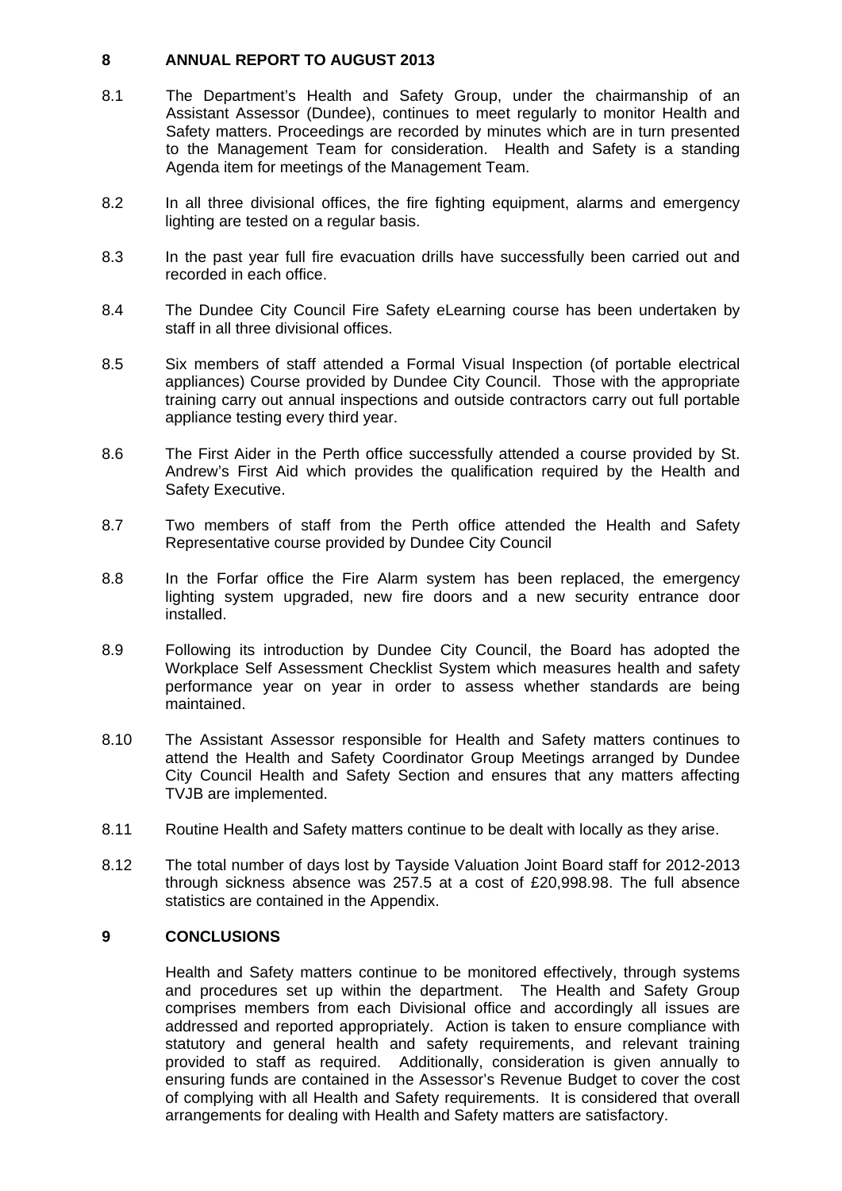## 8 ANNUAL REPORT TO AUGUST 2013

8.1 The Department's Health and Safety Group, under the chairmanship of an Assistant Assessor (Dundee), continues to meet regularly to monitor Health and Safety matters. Proceedings are recorded by minutes which are in turn presented to the Management Team for consideration. Health and Safety is a standing Agenda item for meetings of the Management Team.

8.2 In all three divisional offices, the fire fighting equipment, alarms and emergency lighting are tested on a regular basis.

8.3 In the past year full fire evacuation drills have successfully been carried out and recorded in each office.

8.4 The Dundee City Council Fire Safety eLearning course has been undertaken by staff in all three divisional offices.

8.5 Six members of staff attended a Formal Visual Inspection (of portable electrical appliances) Course provided by Dundee City Council. Those with the appropriate training carry out annual inspections and outside contractors carry out full portable appliance testing every third year.

8.6 The First Aider in the Perth office successfully attended a course provided by St. Andrew's First Aid which provides the qualification required by the Health and Safety Executive.

8.7 Two members of staff from the Perth office attended the Health and Safety Representative course provided by Dundee City Council

8.8 In the Forfar office the Fire Alarm system has been replaced, the emergency lighting system upgraded, new fire doors and a new security entrance door installed.

8.9 Following its introduction by Dundee City Council, the Board has adopted the Workplace Self Assessment Checklist System which measures health and safety performance year on year in order to assess whether standards are being maintained.

8.10 The Assistant Assessor responsible for Health and Safety matters continues to attend the Health and Safety Coordinator Group Meetings arranged by Dundee City Council Health and Safety Section and ensures that any matters affecting TVJB are implemented.

8.11 Routine Health and Safety matters continue to be dealt with locally as they arise.

8.12 The total number of days lost by Tayside Valuation Joint Board staff for 2012-2013 through sickness absence was 257.5 at a cost of £20,998.98. The full absence statistics are contained in the Appendix.

## 9 CONCLUSIONS

Health and Safety matters continue to be monitored effectively, through systems and procedures set up within the department. The Health and Safety Group comprises members from each Divisional office and accordingly all issues are addressed and reported appropriately. Action is taken to ensure compliance with statutory and general health and safety requirements, and relevant training provided to staff as required. Additionally, consideration is given annually to ensuring funds are contained in the Assessor's Revenue Budget to cover the cost of complying with all Health and Safety requirements. It is considered that overall arrangements for dealing with Health and Safety matters are satisfactory.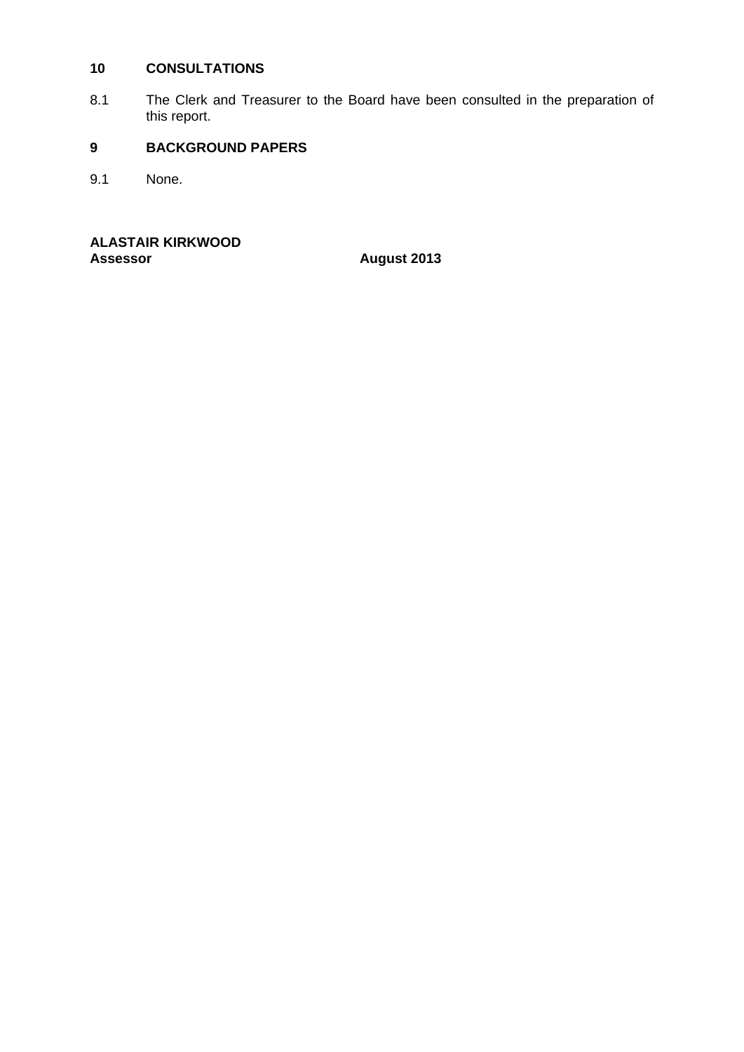## 10 CONSULTATIONS

8.1 The Clerk and Treasurer to the Board have been consulted in the preparation of this report.

## 9 BACKGROUND PAPERS

9.1 None.

**ALASTAIR KIRKWOOD**
**Assessor** **August 2013**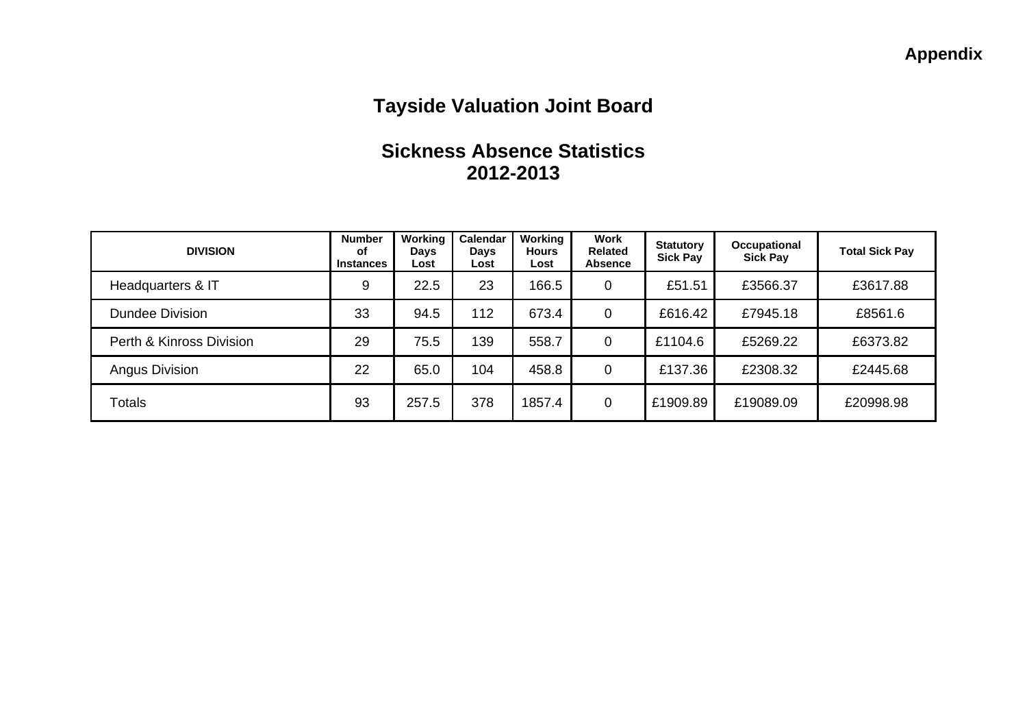**Appendix**

# Tayside Valuation Joint Board

## Sickness Absence Statistics
## 2012-2013

| DIVISION | Number of Instances | Working Days Lost | Calendar Days Lost | Working Hours Lost | Work Related Absence | Statutory Sick Pay | Occupational Sick Pay | Total Sick Pay |
|---|---|---|---|---|---|---|---|---|
| Headquarters & IT | 9 | 22.5 | 23 | 166.5 | 0 | £51.51 | £3566.37 | £3617.88 |
| Dundee Division | 33 | 94.5 | 112 | 673.4 | 0 | £616.42 | £7945.18 | £8561.6 |
| Perth & Kinross Division | 29 | 75.5 | 139 | 558.7 | 0 | £1104.6 | £5269.22 | £6373.82 |
| Angus Division | 22 | 65.0 | 104 | 458.8 | 0 | £137.36 | £2308.32 | £2445.68 |
| Totals | 93 | 257.5 | 378 | 1857.4 | 0 | £1909.89 | £19089.09 | £20998.98 |